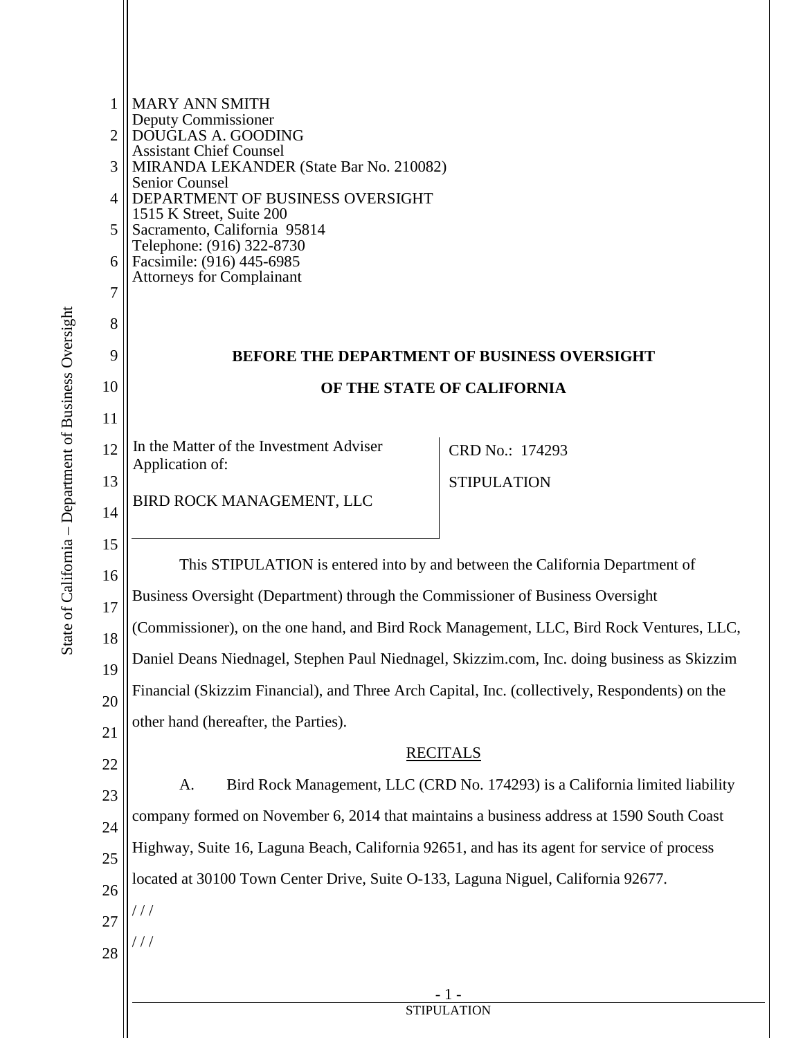MARY ANN SMITH
Deputy Commissioner
DOUGLAS A. GOODING
Assistant Chief Counsel
MIRANDA LEKANDER (State Bar No. 210082)
Senior Counsel
DEPARTMENT OF BUSINESS OVERSIGHT
1515 K Street, Suite 200
Sacramento, California 95814
Telephone: (916) 322-8730
Facsimile: (916) 445-6985
Attorneys for Complainant

**BEFORE THE DEPARTMENT OF BUSINESS OVERSIGHT**

**OF THE STATE OF CALIFORNIA**

| In the Matter of the Investment Adviser Application of: BIRD ROCK MANAGEMENT, LLC | CRD No.: 174293 STIPULATION |
|---|---|

This STIPULATION is entered into by and between the California Department of Business Oversight (Department) through the Commissioner of Business Oversight (Commissioner), on the one hand, and Bird Rock Management, LLC, Bird Rock Ventures, LLC, Daniel Deans Niednagel, Stephen Paul Niednagel, Skizzim.com, Inc. doing business as Skizzim Financial (Skizzim Financial), and Three Arch Capital, Inc. (collectively, Respondents) on the other hand (hereafter, the Parties).

RECITALS

A. Bird Rock Management, LLC (CRD No. 174293) is a California limited liability company formed on November 6, 2014 that maintains a business address at 1590 South Coast Highway, Suite 16, Laguna Beach, California 92651, and has its agent for service of process located at 30100 Town Center Drive, Suite O-133, Laguna Niguel, California 92677.

/ / /

/ / /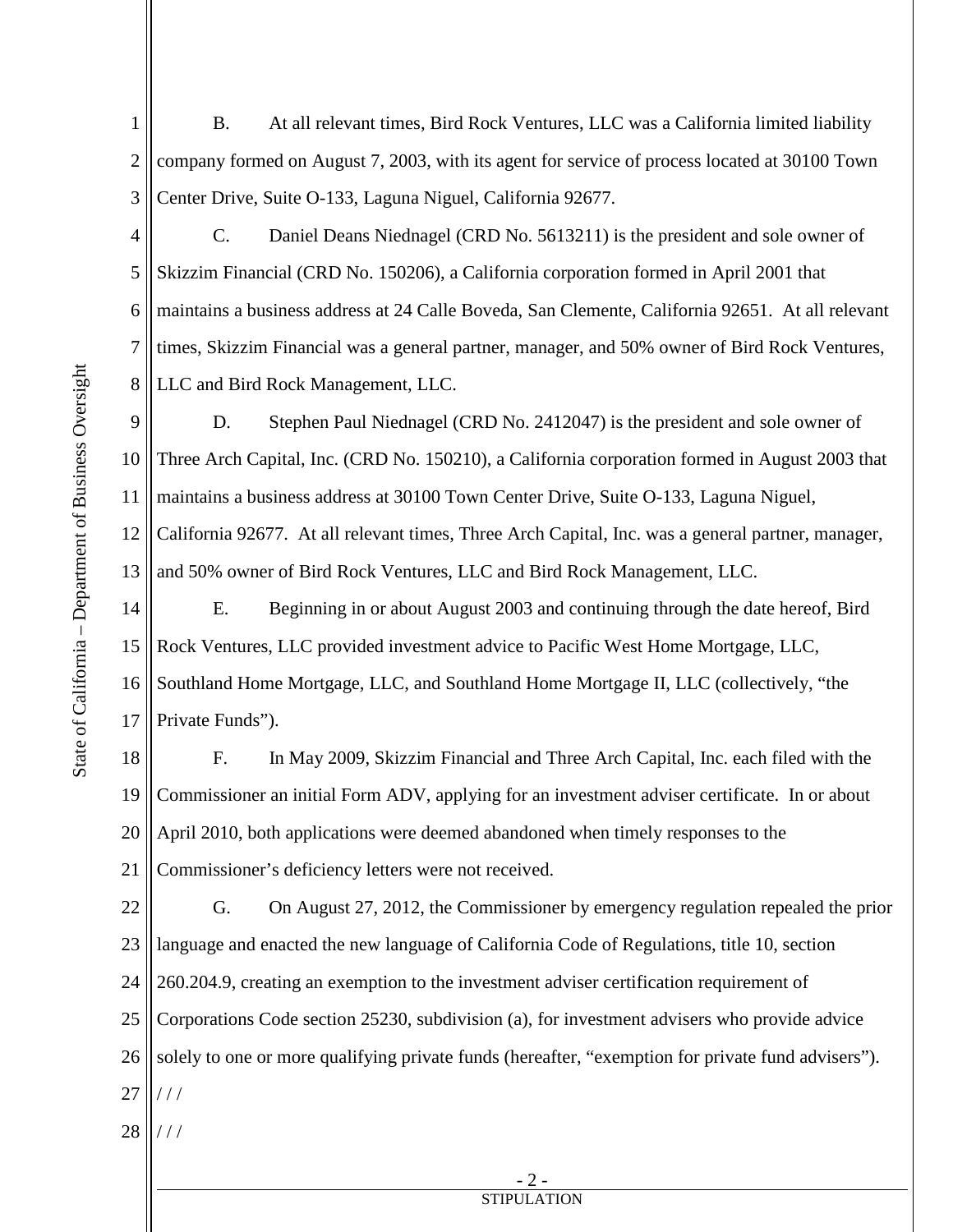B. At all relevant times, Bird Rock Ventures, LLC was a California limited liability company formed on August 7, 2003, with its agent for service of process located at 30100 Town Center Drive, Suite O-133, Laguna Niguel, California 92677.

C. Daniel Deans Niednagel (CRD No. 5613211) is the president and sole owner of Skizzim Financial (CRD No. 150206), a California corporation formed in April 2001 that maintains a business address at 24 Calle Boveda, San Clemente, California 92651. At all relevant times, Skizzim Financial was a general partner, manager, and 50% owner of Bird Rock Ventures, LLC and Bird Rock Management, LLC.

D. Stephen Paul Niednagel (CRD No. 2412047) is the president and sole owner of Three Arch Capital, Inc. (CRD No. 150210), a California corporation formed in August 2003 that maintains a business address at 30100 Town Center Drive, Suite O-133, Laguna Niguel, California 92677. At all relevant times, Three Arch Capital, Inc. was a general partner, manager, and 50% owner of Bird Rock Ventures, LLC and Bird Rock Management, LLC.

E. Beginning in or about August 2003 and continuing through the date hereof, Bird Rock Ventures, LLC provided investment advice to Pacific West Home Mortgage, LLC, Southland Home Mortgage, LLC, and Southland Home Mortgage II, LLC (collectively, "the Private Funds").

F. In May 2009, Skizzim Financial and Three Arch Capital, Inc. each filed with the Commissioner an initial Form ADV, applying for an investment adviser certificate. In or about April 2010, both applications were deemed abandoned when timely responses to the Commissioner's deficiency letters were not received.

G. On August 27, 2012, the Commissioner by emergency regulation repealed the prior language and enacted the new language of California Code of Regulations, title 10, section 260.204.9, creating an exemption to the investment adviser certification requirement of Corporations Code section 25230, subdivision (a), for investment advisers who provide advice solely to one or more qualifying private funds (hereafter, "exemption for private fund advisers").

/ / /

/ / /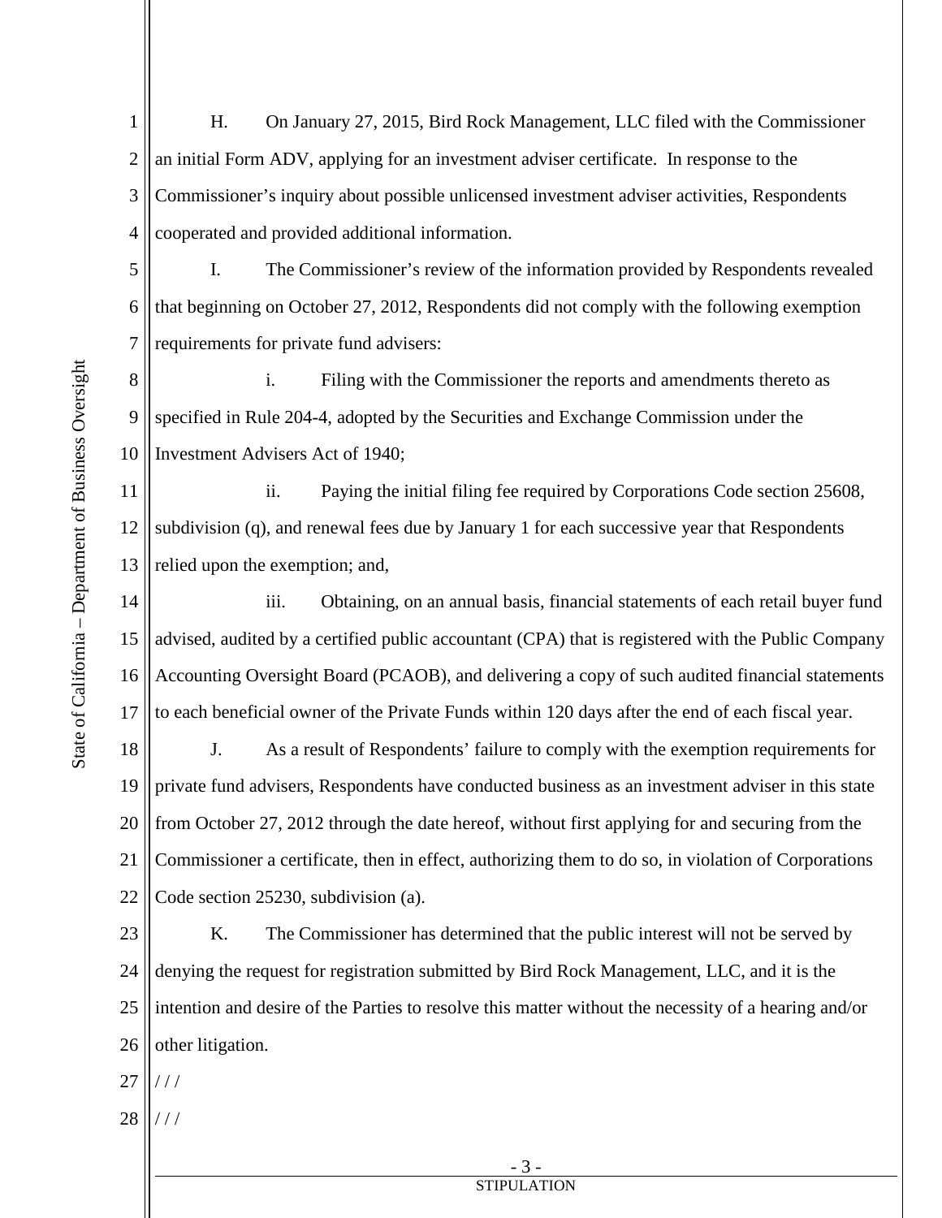H. On January 27, 2015, Bird Rock Management, LLC filed with the Commissioner an initial Form ADV, applying for an investment adviser certificate. In response to the Commissioner's inquiry about possible unlicensed investment adviser activities, Respondents cooperated and provided additional information.

I. The Commissioner's review of the information provided by Respondents revealed that beginning on October 27, 2012, Respondents did not comply with the following exemption requirements for private fund advisers:

i. Filing with the Commissioner the reports and amendments thereto as specified in Rule 204-4, adopted by the Securities and Exchange Commission under the Investment Advisers Act of 1940;

ii. Paying the initial filing fee required by Corporations Code section 25608, subdivision (q), and renewal fees due by January 1 for each successive year that Respondents relied upon the exemption; and,

iii. Obtaining, on an annual basis, financial statements of each retail buyer fund advised, audited by a certified public accountant (CPA) that is registered with the Public Company Accounting Oversight Board (PCAOB), and delivering a copy of such audited financial statements to each beneficial owner of the Private Funds within 120 days after the end of each fiscal year.

J. As a result of Respondents' failure to comply with the exemption requirements for private fund advisers, Respondents have conducted business as an investment adviser in this state from October 27, 2012 through the date hereof, without first applying for and securing from the Commissioner a certificate, then in effect, authorizing them to do so, in violation of Corporations Code section 25230, subdivision (a).

K. The Commissioner has determined that the public interest will not be served by denying the request for registration submitted by Bird Rock Management, LLC, and it is the intention and desire of the Parties to resolve this matter without the necessity of a hearing and/or other litigation.

/ / /

/ / /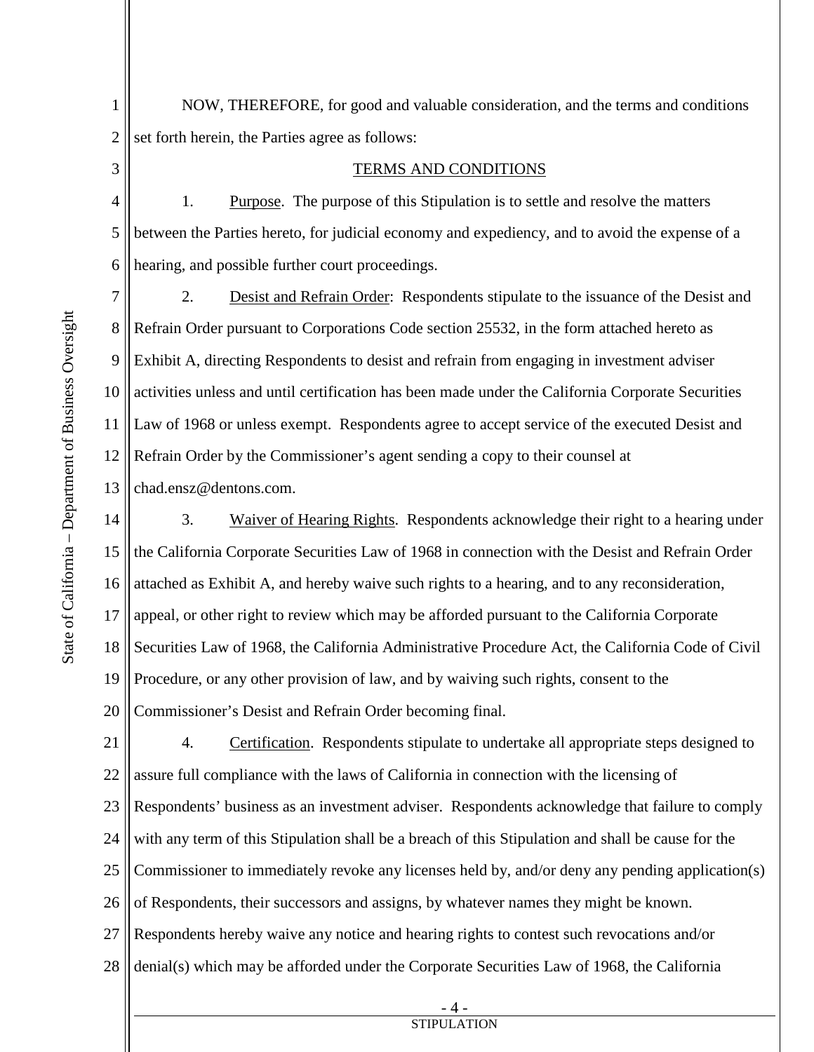NOW, THEREFORE, for good and valuable consideration, and the terms and conditions set forth herein, the Parties agree as follows:

## TERMS AND CONDITIONS

1. Purpose. The purpose of this Stipulation is to settle and resolve the matters between the Parties hereto, for judicial economy and expediency, and to avoid the expense of a hearing, and possible further court proceedings.

2. Desist and Refrain Order: Respondents stipulate to the issuance of the Desist and Refrain Order pursuant to Corporations Code section 25532, in the form attached hereto as Exhibit A, directing Respondents to desist and refrain from engaging in investment adviser activities unless and until certification has been made under the California Corporate Securities Law of 1968 or unless exempt. Respondents agree to accept service of the executed Desist and Refrain Order by the Commissioner's agent sending a copy to their counsel at chad.ensz@dentons.com.

3. Waiver of Hearing Rights. Respondents acknowledge their right to a hearing under the California Corporate Securities Law of 1968 in connection with the Desist and Refrain Order attached as Exhibit A, and hereby waive such rights to a hearing, and to any reconsideration, appeal, or other right to review which may be afforded pursuant to the California Corporate Securities Law of 1968, the California Administrative Procedure Act, the California Code of Civil Procedure, or any other provision of law, and by waiving such rights, consent to the Commissioner's Desist and Refrain Order becoming final.

4. Certification. Respondents stipulate to undertake all appropriate steps designed to assure full compliance with the laws of California in connection with the licensing of Respondents' business as an investment adviser. Respondents acknowledge that failure to comply with any term of this Stipulation shall be a breach of this Stipulation and shall be cause for the Commissioner to immediately revoke any licenses held by, and/or deny any pending application(s) of Respondents, their successors and assigns, by whatever names they might be known. Respondents hereby waive any notice and hearing rights to contest such revocations and/or denial(s) which may be afforded under the Corporate Securities Law of 1968, the California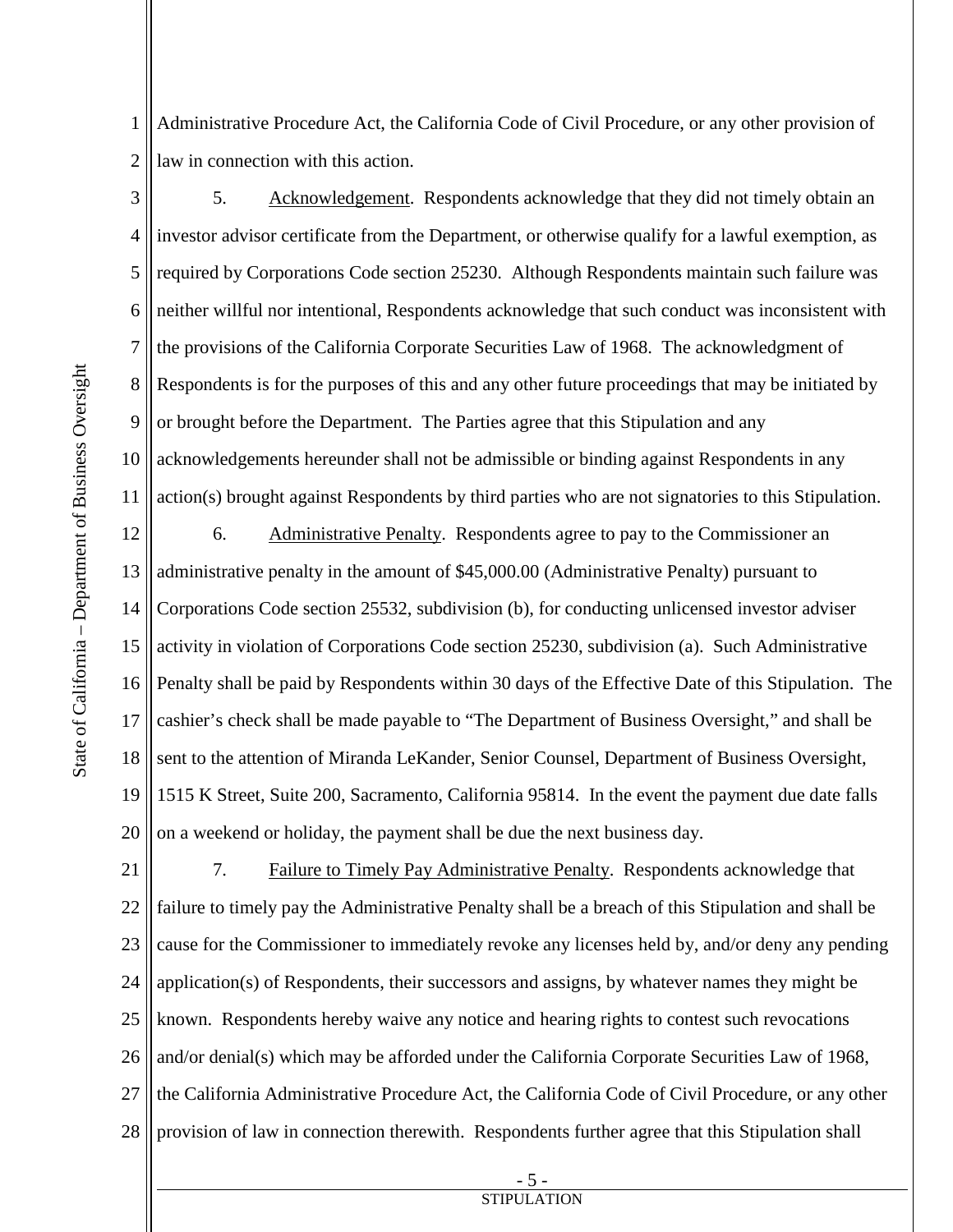Administrative Procedure Act, the California Code of Civil Procedure, or any other provision of law in connection with this action.

5. Acknowledgement. Respondents acknowledge that they did not timely obtain an investor advisor certificate from the Department, or otherwise qualify for a lawful exemption, as required by Corporations Code section 25230. Although Respondents maintain such failure was neither willful nor intentional, Respondents acknowledge that such conduct was inconsistent with the provisions of the California Corporate Securities Law of 1968. The acknowledgment of Respondents is for the purposes of this and any other future proceedings that may be initiated by or brought before the Department. The Parties agree that this Stipulation and any acknowledgements hereunder shall not be admissible or binding against Respondents in any action(s) brought against Respondents by third parties who are not signatories to this Stipulation.

6. Administrative Penalty. Respondents agree to pay to the Commissioner an administrative penalty in the amount of $45,000.00 (Administrative Penalty) pursuant to Corporations Code section 25532, subdivision (b), for conducting unlicensed investor adviser activity in violation of Corporations Code section 25230, subdivision (a). Such Administrative Penalty shall be paid by Respondents within 30 days of the Effective Date of this Stipulation. The cashier's check shall be made payable to "The Department of Business Oversight," and shall be sent to the attention of Miranda LeKander, Senior Counsel, Department of Business Oversight, 1515 K Street, Suite 200, Sacramento, California 95814. In the event the payment due date falls on a weekend or holiday, the payment shall be due the next business day.

7. Failure to Timely Pay Administrative Penalty. Respondents acknowledge that failure to timely pay the Administrative Penalty shall be a breach of this Stipulation and shall be cause for the Commissioner to immediately revoke any licenses held by, and/or deny any pending application(s) of Respondents, their successors and assigns, by whatever names they might be known. Respondents hereby waive any notice and hearing rights to contest such revocations and/or denial(s) which may be afforded under the California Corporate Securities Law of 1968, the California Administrative Procedure Act, the California Code of Civil Procedure, or any other provision of law in connection therewith. Respondents further agree that this Stipulation shall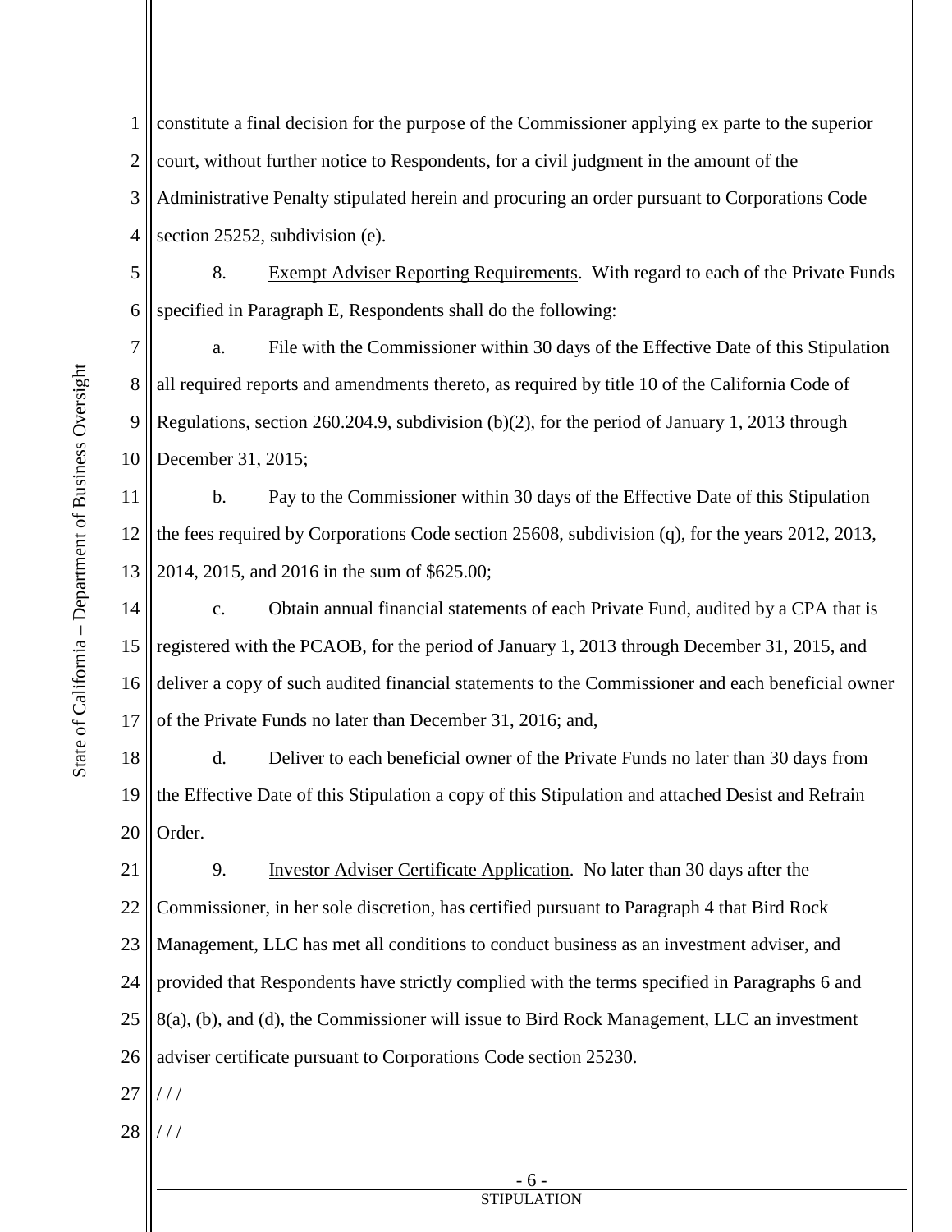constitute a final decision for the purpose of the Commissioner applying ex parte to the superior court, without further notice to Respondents, for a civil judgment in the amount of the Administrative Penalty stipulated herein and procuring an order pursuant to Corporations Code section 25252, subdivision (e).

8. Exempt Adviser Reporting Requirements. With regard to each of the Private Funds specified in Paragraph E, Respondents shall do the following:

a. File with the Commissioner within 30 days of the Effective Date of this Stipulation all required reports and amendments thereto, as required by title 10 of the California Code of Regulations, section 260.204.9, subdivision (b)(2), for the period of January 1, 2013 through December 31, 2015;

b. Pay to the Commissioner within 30 days of the Effective Date of this Stipulation the fees required by Corporations Code section 25608, subdivision (q), for the years 2012, 2013, 2014, 2015, and 2016 in the sum of $625.00;

c. Obtain annual financial statements of each Private Fund, audited by a CPA that is registered with the PCAOB, for the period of January 1, 2013 through December 31, 2015, and deliver a copy of such audited financial statements to the Commissioner and each beneficial owner of the Private Funds no later than December 31, 2016; and,

d. Deliver to each beneficial owner of the Private Funds no later than 30 days from the Effective Date of this Stipulation a copy of this Stipulation and attached Desist and Refrain Order.

9. Investor Adviser Certificate Application. No later than 30 days after the Commissioner, in her sole discretion, has certified pursuant to Paragraph 4 that Bird Rock Management, LLC has met all conditions to conduct business as an investment adviser, and provided that Respondents have strictly complied with the terms specified in Paragraphs 6 and 8(a), (b), and (d), the Commissioner will issue to Bird Rock Management, LLC an investment adviser certificate pursuant to Corporations Code section 25230.

/ / /

/ / /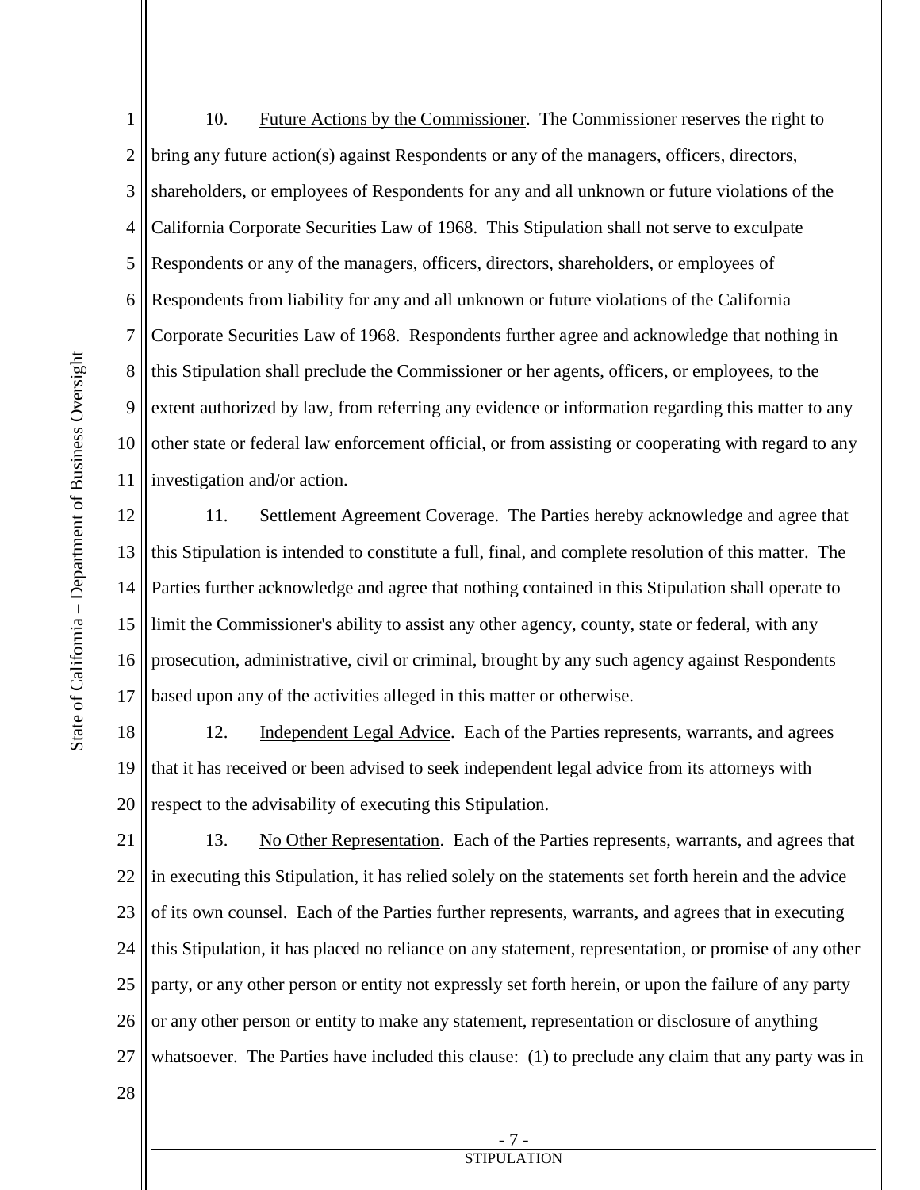10. Future Actions by the Commissioner. The Commissioner reserves the right to bring any future action(s) against Respondents or any of the managers, officers, directors, shareholders, or employees of Respondents for any and all unknown or future violations of the California Corporate Securities Law of 1968. This Stipulation shall not serve to exculpate Respondents or any of the managers, officers, directors, shareholders, or employees of Respondents from liability for any and all unknown or future violations of the California Corporate Securities Law of 1968. Respondents further agree and acknowledge that nothing in this Stipulation shall preclude the Commissioner or her agents, officers, or employees, to the extent authorized by law, from referring any evidence or information regarding this matter to any other state or federal law enforcement official, or from assisting or cooperating with regard to any investigation and/or action.

11. Settlement Agreement Coverage. The Parties hereby acknowledge and agree that this Stipulation is intended to constitute a full, final, and complete resolution of this matter. The Parties further acknowledge and agree that nothing contained in this Stipulation shall operate to limit the Commissioner's ability to assist any other agency, county, state or federal, with any prosecution, administrative, civil or criminal, brought by any such agency against Respondents based upon any of the activities alleged in this matter or otherwise.

12. Independent Legal Advice. Each of the Parties represents, warrants, and agrees that it has received or been advised to seek independent legal advice from its attorneys with respect to the advisability of executing this Stipulation.

13. No Other Representation. Each of the Parties represents, warrants, and agrees that in executing this Stipulation, it has relied solely on the statements set forth herein and the advice of its own counsel. Each of the Parties further represents, warrants, and agrees that in executing this Stipulation, it has placed no reliance on any statement, representation, or promise of any other party, or any other person or entity not expressly set forth herein, or upon the failure of any party or any other person or entity to make any statement, representation or disclosure of anything whatsoever. The Parties have included this clause: (1) to preclude any claim that any party was in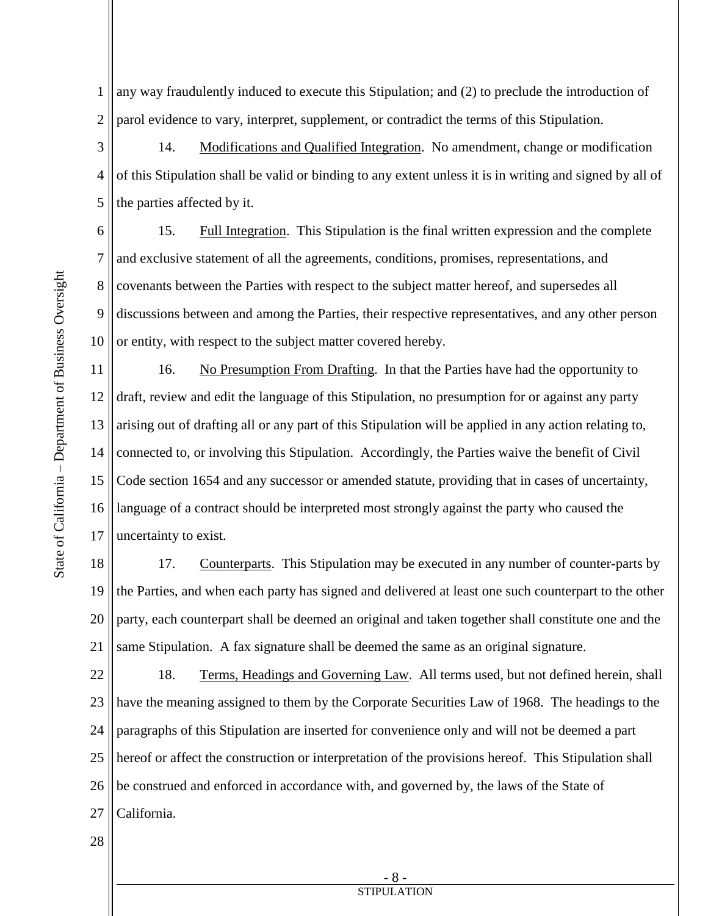any way fraudulently induced to execute this Stipulation; and (2) to preclude the introduction of parol evidence to vary, interpret, supplement, or contradict the terms of this Stipulation.

14. Modifications and Qualified Integration. No amendment, change or modification of this Stipulation shall be valid or binding to any extent unless it is in writing and signed by all of the parties affected by it.

15. Full Integration. This Stipulation is the final written expression and the complete and exclusive statement of all the agreements, conditions, promises, representations, and covenants between the Parties with respect to the subject matter hereof, and supersedes all discussions between and among the Parties, their respective representatives, and any other person or entity, with respect to the subject matter covered hereby.

16. No Presumption From Drafting. In that the Parties have had the opportunity to draft, review and edit the language of this Stipulation, no presumption for or against any party arising out of drafting all or any part of this Stipulation will be applied in any action relating to, connected to, or involving this Stipulation. Accordingly, the Parties waive the benefit of Civil Code section 1654 and any successor or amended statute, providing that in cases of uncertainty, language of a contract should be interpreted most strongly against the party who caused the uncertainty to exist.

17. Counterparts. This Stipulation may be executed in any number of counter-parts by the Parties, and when each party has signed and delivered at least one such counterpart to the other party, each counterpart shall be deemed an original and taken together shall constitute one and the same Stipulation. A fax signature shall be deemed the same as an original signature.

18. Terms, Headings and Governing Law. All terms used, but not defined herein, shall have the meaning assigned to them by the Corporate Securities Law of 1968. The headings to the paragraphs of this Stipulation are inserted for convenience only and will not be deemed a part hereof or affect the construction or interpretation of the provisions hereof. This Stipulation shall be construed and enforced in accordance with, and governed by, the laws of the State of California.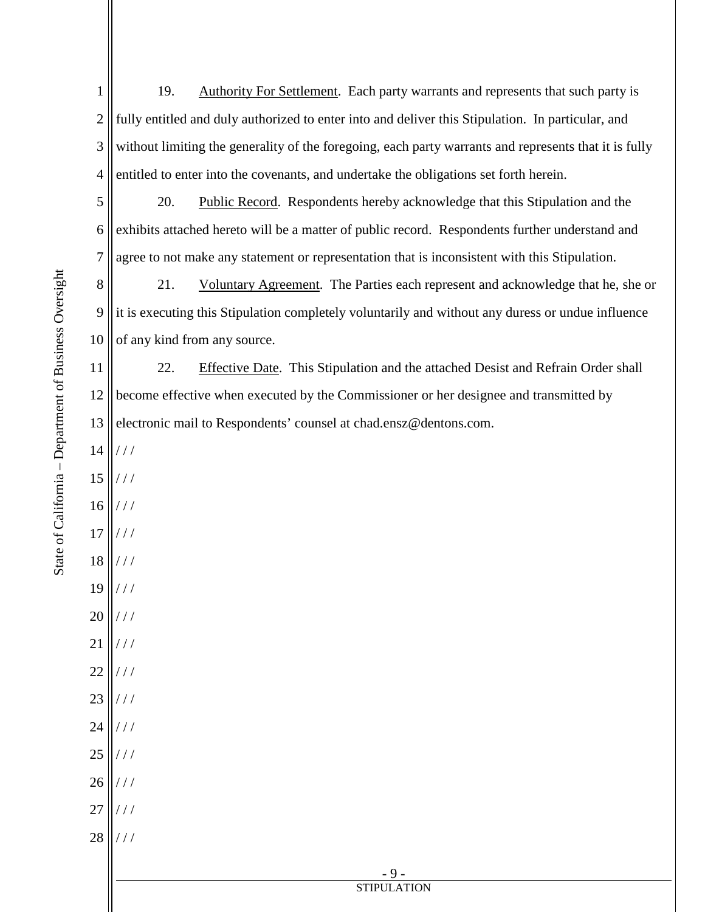19. Authority For Settlement. Each party warrants and represents that such party is fully entitled and duly authorized to enter into and deliver this Stipulation. In particular, and without limiting the generality of the foregoing, each party warrants and represents that it is fully entitled to enter into the covenants, and undertake the obligations set forth herein.

20. Public Record. Respondents hereby acknowledge that this Stipulation and the exhibits attached hereto will be a matter of public record. Respondents further understand and agree to not make any statement or representation that is inconsistent with this Stipulation.

21. Voluntary Agreement. The Parties each represent and acknowledge that he, she or it is executing this Stipulation completely voluntarily and without any duress or undue influence of any kind from any source.

22. Effective Date. This Stipulation and the attached Desist and Refrain Order shall become effective when executed by the Commissioner or her designee and transmitted by electronic mail to Respondents' counsel at chad.ensz@dentons.com.

/ / /

/ / /

/ / /

/ / /

/ / /

/ / /

/ / /

/ / /

/ / /

/ / /

/ / /

/ / /

/ / /

/ / /

/ / /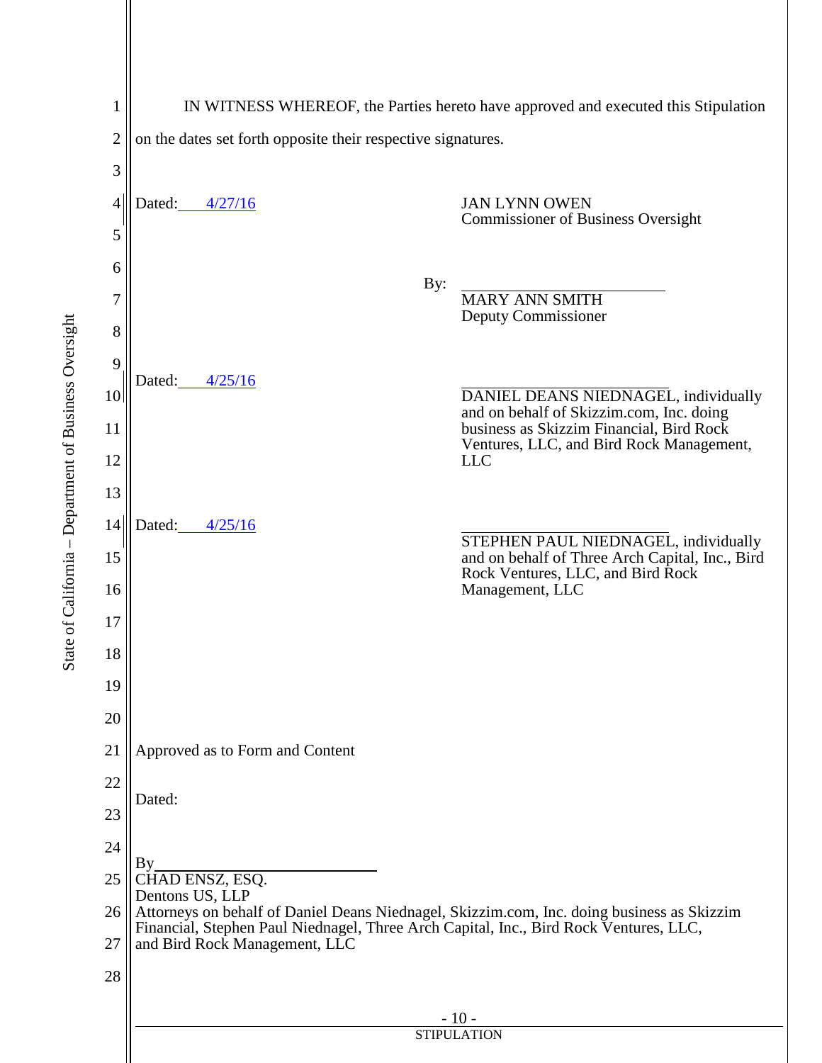IN WITNESS WHEREOF, the Parties hereto have approved and executed this Stipulation on the dates set forth opposite their respective signatures.

Dated: 4/27/16

JAN LYNN OWEN
Commissioner of Business Oversight

By: ______________________
MARY ANN SMITH
Deputy Commissioner

Dated: 4/25/16

______________________
DANIEL DEANS NIEDNAGEL, individually and on behalf of Skizzim.com, Inc. doing business as Skizzim Financial, Bird Rock Ventures, LLC, and Bird Rock Management, LLC

Dated: 4/25/16

______________________
STEPHEN PAUL NIEDNAGEL, individually and on behalf of Three Arch Capital, Inc., Bird Rock Ventures, LLC, and Bird Rock Management, LLC

Approved as to Form and Content

Dated:

By______________________
CHAD ENSZ, ESQ.
Dentons US, LLP
Attorneys on behalf of Daniel Deans Niednagel, Skizzim.com, Inc. doing business as Skizzim Financial, Stephen Paul Niednagel, Three Arch Capital, Inc., Bird Rock Ventures, LLC, and Bird Rock Management, LLC